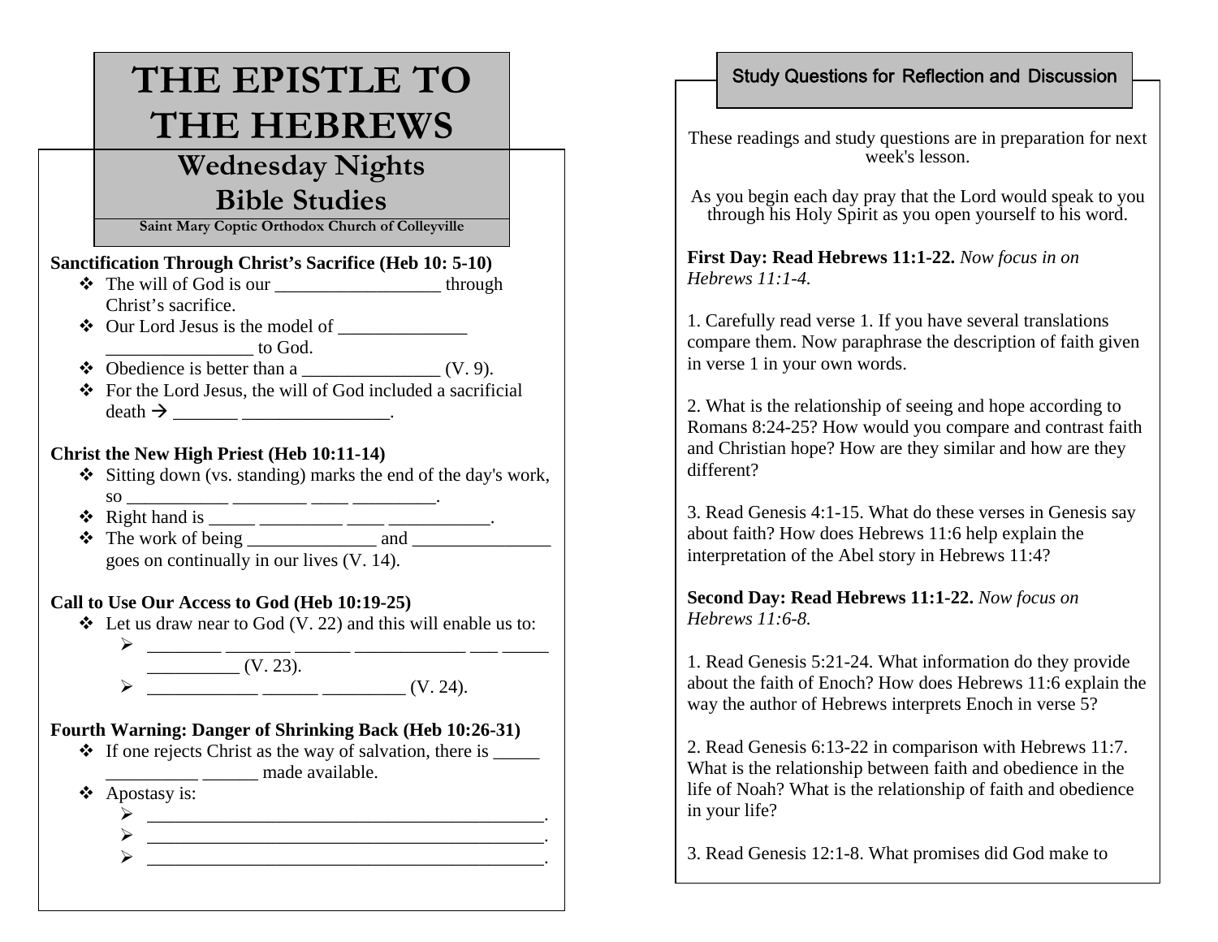# THE EPISTLE TO THE HEBREWS

## Wednesday Nights Bible Studies

**Saint Mary Coptic Orthodox Church of Colleyville**

**Sanctification Through Christ's Sacrifice (Heb 10: 5-10)**

- The will of God is our __________________ through Christ's sacrifice.
- Our Lord Jesus is the model of ______________ ________________ to God.
- Obedience is better than a _______________ (V. 9).
- For the Lord Jesus, the will of God included a sacrificial death → _______ ________________.

**Christ the New High Priest (Heb 10:11-14)**

- Sitting down (vs. standing) marks the end of the day's work, so ___________ ________ ____ _________.
- Right hand is _____ _________ ____ ___________.
- The work of being ______________ and _______________ goes on continually in our lives (V. 14).

**Call to Use Our Access to God (Heb 10:19-25)**

- Let us draw near to God (V. 22) and this will enable us to:
  - ________ _______ ______ ____________ ___ _____ __________ (V. 23).
  - ____________ ______ _________ (V. 24).

**Fourth Warning: Danger of Shrinking Back (Heb 10:26-31)**

- If one rejects Christ as the way of salvation, there is _____ __________ ______ made available.
- Apostasy is:
  - _____________________________________________.
  - _____________________________________________.
  - _____________________________________________.

## Study Questions for Reflection and Discussion

These readings and study questions are in preparation for next week's lesson.

As you begin each day pray that the Lord would speak to you through his Holy Spirit as you open yourself to his word.

**First Day: Read Hebrews 11:1-22.** *Now focus in on Hebrews 11:1-4.*

1. Carefully read verse 1. If you have several translations compare them. Now paraphrase the description of faith given in verse 1 in your own words.

2. What is the relationship of seeing and hope according to Romans 8:24-25? How would you compare and contrast faith and Christian hope? How are they similar and how are they different?

3. Read Genesis 4:1-15. What do these verses in Genesis say about faith? How does Hebrews 11:6 help explain the interpretation of the Abel story in Hebrews 11:4?

**Second Day: Read Hebrews 11:1-22.** *Now focus on Hebrews 11:6-8.*

1. Read Genesis 5:21-24. What information do they provide about the faith of Enoch? How does Hebrews 11:6 explain the way the author of Hebrews interprets Enoch in verse 5?

2. Read Genesis 6:13-22 in comparison with Hebrews 11:7. What is the relationship between faith and obedience in the life of Noah? What is the relationship of faith and obedience in your life?

3. Read Genesis 12:1-8. What promises did God make to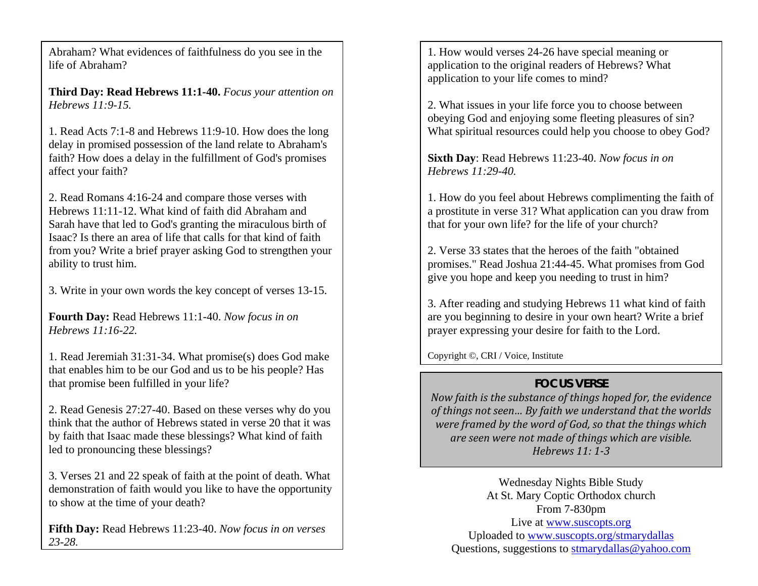Abraham? What evidences of faithfulness do you see in the life of Abraham?

**Third Day: Read Hebrews 11:1-40.** *Focus your attention on Hebrews 11:9-15.*

1. Read Acts 7:1-8 and Hebrews 11:9-10. How does the long delay in promised possession of the land relate to Abraham's faith? How does a delay in the fulfillment of God's promises affect your faith?

2. Read Romans 4:16-24 and compare those verses with Hebrews 11:11-12. What kind of faith did Abraham and Sarah have that led to God's granting the miraculous birth of Isaac? Is there an area of life that calls for that kind of faith from you? Write a brief prayer asking God to strengthen your ability to trust him.

3. Write in your own words the key concept of verses 13-15.

**Fourth Day:** Read Hebrews 11:1-40. *Now focus in on Hebrews 11:16-22.*

1. Read Jeremiah 31:31-34. What promise(s) does God make that enables him to be our God and us to be his people? Has that promise been fulfilled in your life?

2. Read Genesis 27:27-40. Based on these verses why do you think that the author of Hebrews stated in verse 20 that it was by faith that Isaac made these blessings? What kind of faith led to pronouncing these blessings?

3. Verses 21 and 22 speak of faith at the point of death. What demonstration of faith would you like to have the opportunity to show at the time of your death?

**Fifth Day:** Read Hebrews 11:23-40. *Now focus in on verses 23-28.*

1. How would verses 24-26 have special meaning or application to the original readers of Hebrews? What application to your life comes to mind?

2. What issues in your life force you to choose between obeying God and enjoying some fleeting pleasures of sin? What spiritual resources could help you choose to obey God?

**Sixth Day**: Read Hebrews 11:23-40. *Now focus in on Hebrews 11:29-40.*

1. How do you feel about Hebrews complimenting the faith of a prostitute in verse 31? What application can you draw from that for your own life? for the life of your church?

2. Verse 33 states that the heroes of the faith "obtained promises." Read Joshua 21:44-45. What promises from God give you hope and keep you needing to trust in him?

3. After reading and studying Hebrews 11 what kind of faith are you beginning to desire in your own heart? Write a brief prayer expressing your desire for faith to the Lord.

Copyright ©, CRI / Voice, Institute

**FOCUS VERSE**

*Now faith is the substance of things hoped for, the evidence of things not seen... By faith we understand that the worlds were framed by the word of God, so that the things which are seen were not made of things which are visible.*
*Hebrews 11: 1-3*

Wednesday Nights Bible Study
At St. Mary Coptic Orthodox church
From 7-830pm
Live at www.suscopts.org
Uploaded to www.suscopts.org/stmarydallas
Questions, suggestions to stmarydallas@yahoo.com